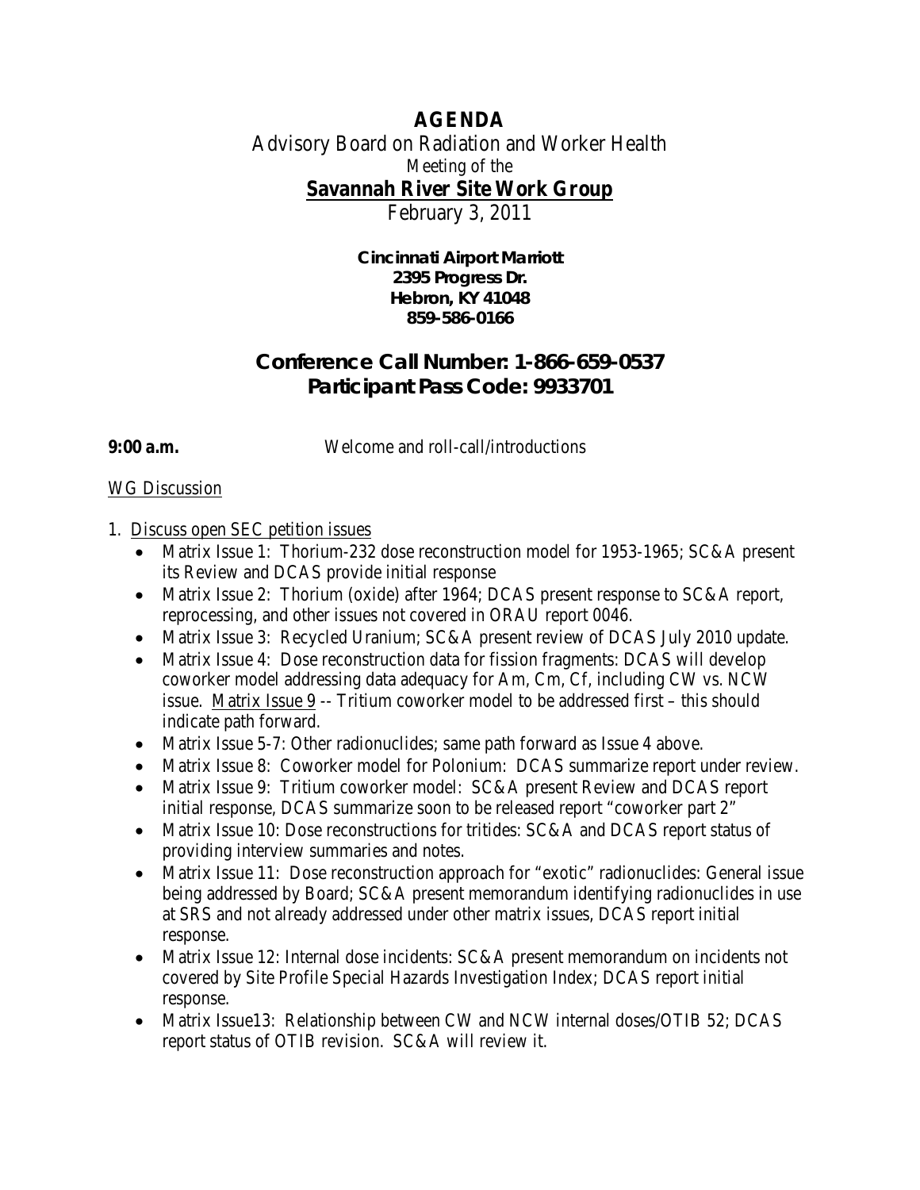# AGENDA

Advisory Board on Radiation and Worker Health

Meeting of the

## Savannah River Site Work Group

February 3, 2011

**Cincinnati Airport Marriott**
**2395 Progress Dr.**
**Hebron, KY 41048**
**859-586-0166**

## Conference Call Number: 1-866-659-0537
## Participant Pass Code: 9933701

**9:00 a.m.** Welcome and roll-call/introductions

WG Discussion

1. Discuss open SEC petition issues
   - Matrix Issue 1: Thorium-232 dose reconstruction model for 1953-1965; SC&A present its Review and DCAS provide initial response
   - Matrix Issue 2: Thorium (oxide) after 1964; DCAS present response to SC&A report, reprocessing, and other issues not covered in ORAU report 0046.
   - Matrix Issue 3: Recycled Uranium; SC&A present review of DCAS July 2010 update.
   - Matrix Issue 4: Dose reconstruction data for fission fragments: DCAS will develop coworker model addressing data adequacy for Am, Cm, Cf, including CW vs. NCW issue. Matrix Issue 9 -- Tritium coworker model to be addressed first – this should indicate path forward.
   - Matrix Issue 5-7: Other radionuclides; same path forward as Issue 4 above.
   - Matrix Issue 8: Coworker model for Polonium: DCAS summarize report under review.
   - Matrix Issue 9: Tritium coworker model: SC&A present Review and DCAS report initial response, DCAS summarize soon to be released report "coworker part 2"
   - Matrix Issue 10: Dose reconstructions for tritides: SC&A and DCAS report status of providing interview summaries and notes.
   - Matrix Issue 11: Dose reconstruction approach for "exotic" radionuclides: General issue being addressed by Board; SC&A present memorandum identifying radionuclides in use at SRS and not already addressed under other matrix issues, DCAS report initial response.
   - Matrix Issue 12: Internal dose incidents: SC&A present memorandum on incidents not covered by Site Profile Special Hazards Investigation Index; DCAS report initial response.
   - Matrix Issue13: Relationship between CW and NCW internal doses/OTIB 52; DCAS report status of OTIB revision. SC&A will review it.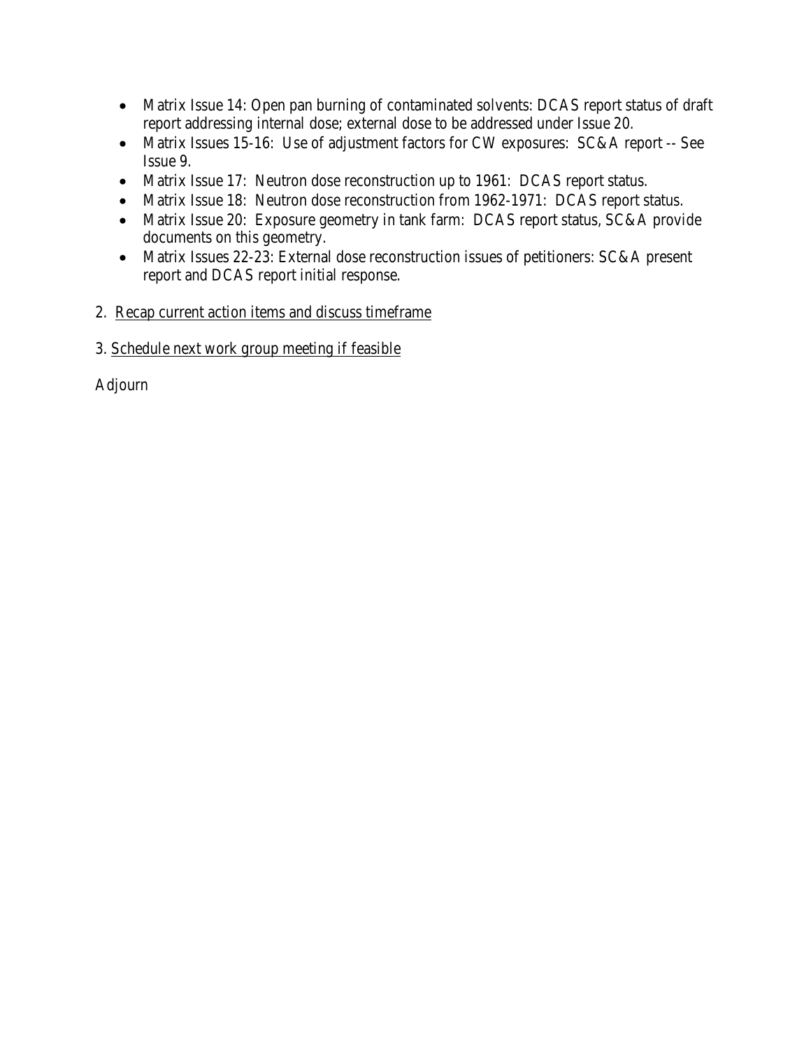- Matrix Issue 14: Open pan burning of contaminated solvents: DCAS report status of draft report addressing internal dose; external dose to be addressed under Issue 20.
- Matrix Issues 15-16: Use of adjustment factors for CW exposures: SC&A report -- See Issue 9.
- Matrix Issue 17: Neutron dose reconstruction up to 1961: DCAS report status.
- Matrix Issue 18: Neutron dose reconstruction from 1962-1971: DCAS report status.
- Matrix Issue 20: Exposure geometry in tank farm: DCAS report status, SC&A provide documents on this geometry.
- Matrix Issues 22-23: External dose reconstruction issues of petitioners: SC&A present report and DCAS report initial response.

2. <u>Recap current action items and discuss timeframe</u>

3. <u>Schedule next work group meeting if feasible</u>

Adjourn